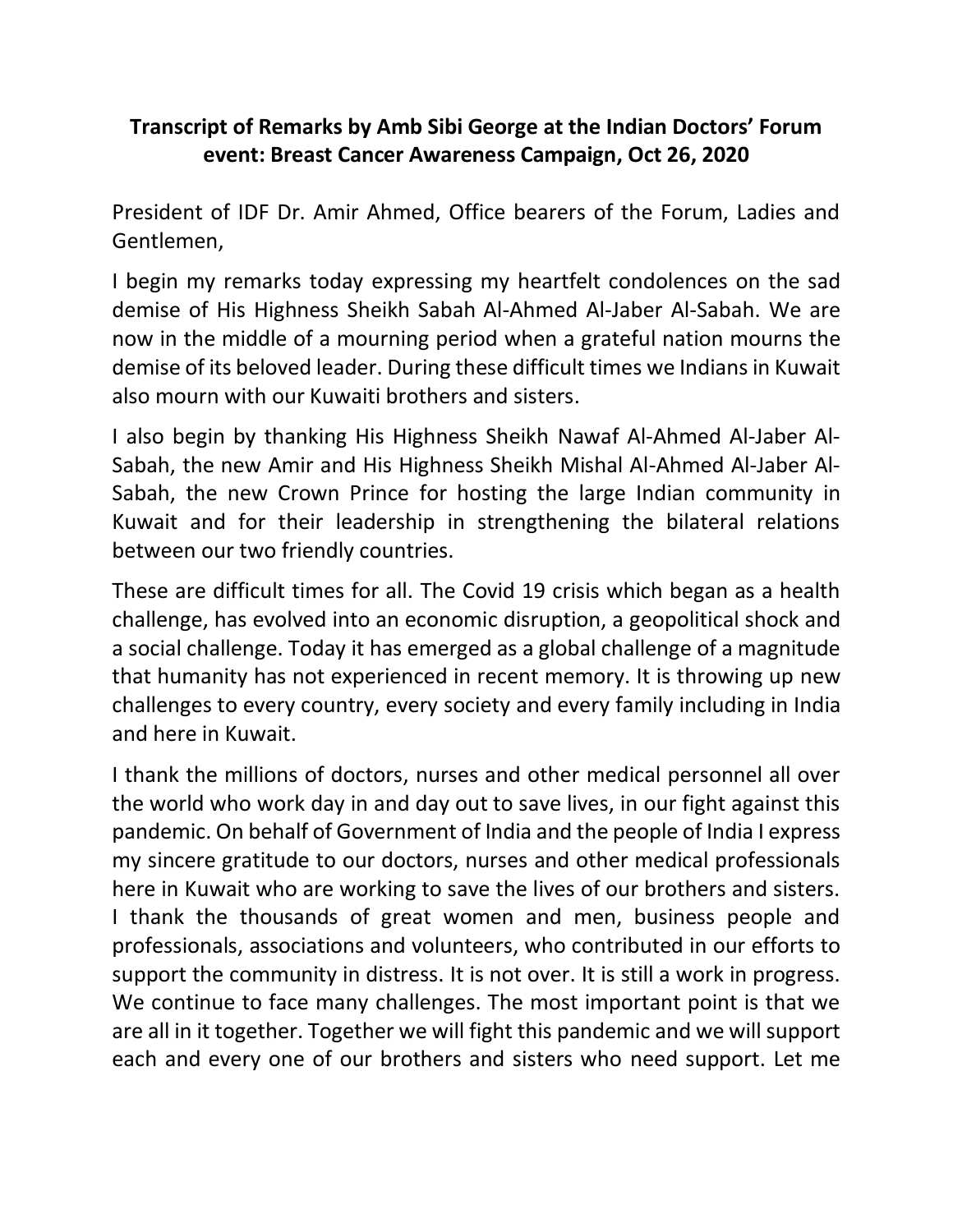**Transcript of Remarks by Amb Sibi George at the Indian Doctors' Forum event: Breast Cancer Awareness Campaign, Oct 26, 2020**

President of IDF Dr. Amir Ahmed, Office bearers of the Forum, Ladies and Gentlemen,

I begin my remarks today expressing my heartfelt condolences on the sad demise of His Highness Sheikh Sabah Al-Ahmed Al-Jaber Al-Sabah. We are now in the middle of a mourning period when a grateful nation mourns the demise of its beloved leader. During these difficult times we Indians in Kuwait also mourn with our Kuwaiti brothers and sisters.

I also begin by thanking His Highness Sheikh Nawaf Al-Ahmed Al-Jaber Al-Sabah, the new Amir and His Highness Sheikh Mishal Al-Ahmed Al-Jaber Al-Sabah, the new Crown Prince for hosting the large Indian community in Kuwait and for their leadership in strengthening the bilateral relations between our two friendly countries.

These are difficult times for all. The Covid 19 crisis which began as a health challenge, has evolved into an economic disruption, a geopolitical shock and a social challenge. Today it has emerged as a global challenge of a magnitude that humanity has not experienced in recent memory. It is throwing up new challenges to every country, every society and every family including in India and here in Kuwait.

I thank the millions of doctors, nurses and other medical personnel all over the world who work day in and day out to save lives, in our fight against this pandemic. On behalf of Government of India and the people of India I express my sincere gratitude to our doctors, nurses and other medical professionals here in Kuwait who are working to save the lives of our brothers and sisters. I thank the thousands of great women and men, business people and professionals, associations and volunteers, who contributed in our efforts to support the community in distress. It is not over. It is still a work in progress. We continue to face many challenges. The most important point is that we are all in it together. Together we will fight this pandemic and we will support each and every one of our brothers and sisters who need support. Let me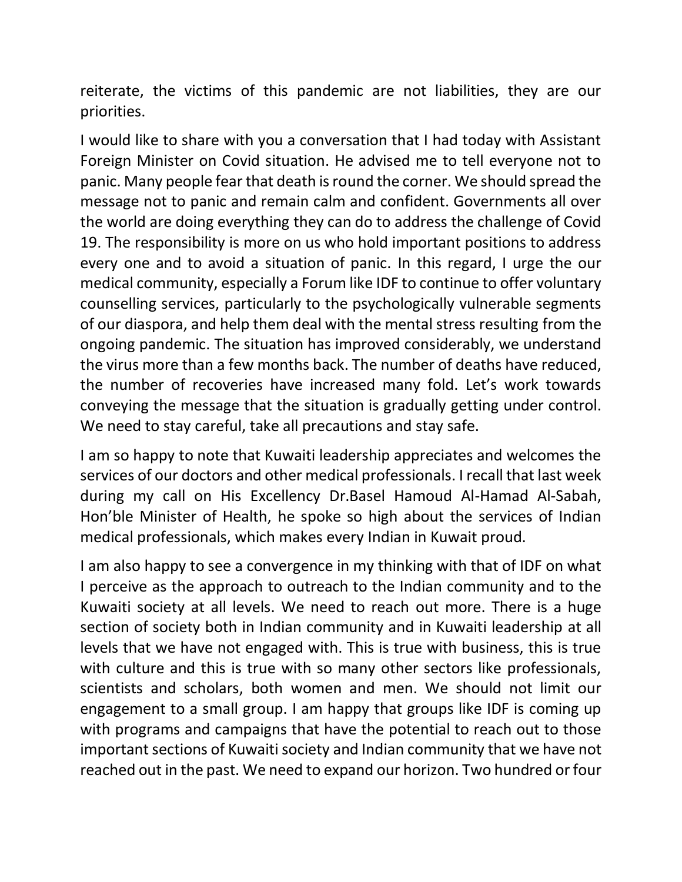reiterate, the victims of this pandemic are not liabilities, they are our priorities.

I would like to share with you a conversation that I had today with Assistant Foreign Minister on Covid situation. He advised me to tell everyone not to panic. Many people fear that death is round the corner. We should spread the message not to panic and remain calm and confident. Governments all over the world are doing everything they can do to address the challenge of Covid 19. The responsibility is more on us who hold important positions to address every one and to avoid a situation of panic. In this regard, I urge the our medical community, especially a Forum like IDF to continue to offer voluntary counselling services, particularly to the psychologically vulnerable segments of our diaspora, and help them deal with the mental stress resulting from the ongoing pandemic. The situation has improved considerably, we understand the virus more than a few months back. The number of deaths have reduced, the number of recoveries have increased many fold. Let's work towards conveying the message that the situation is gradually getting under control. We need to stay careful, take all precautions and stay safe.

I am so happy to note that Kuwaiti leadership appreciates and welcomes the services of our doctors and other medical professionals. I recall that last week during my call on His Excellency Dr.Basel Hamoud Al-Hamad Al-Sabah, Hon'ble Minister of Health, he spoke so high about the services of Indian medical professionals, which makes every Indian in Kuwait proud.

I am also happy to see a convergence in my thinking with that of IDF on what I perceive as the approach to outreach to the Indian community and to the Kuwaiti society at all levels. We need to reach out more. There is a huge section of society both in Indian community and in Kuwaiti leadership at all levels that we have not engaged with. This is true with business, this is true with culture and this is true with so many other sectors like professionals, scientists and scholars, both women and men. We should not limit our engagement to a small group. I am happy that groups like IDF is coming up with programs and campaigns that have the potential to reach out to those important sections of Kuwaiti society and Indian community that we have not reached out in the past. We need to expand our horizon. Two hundred or four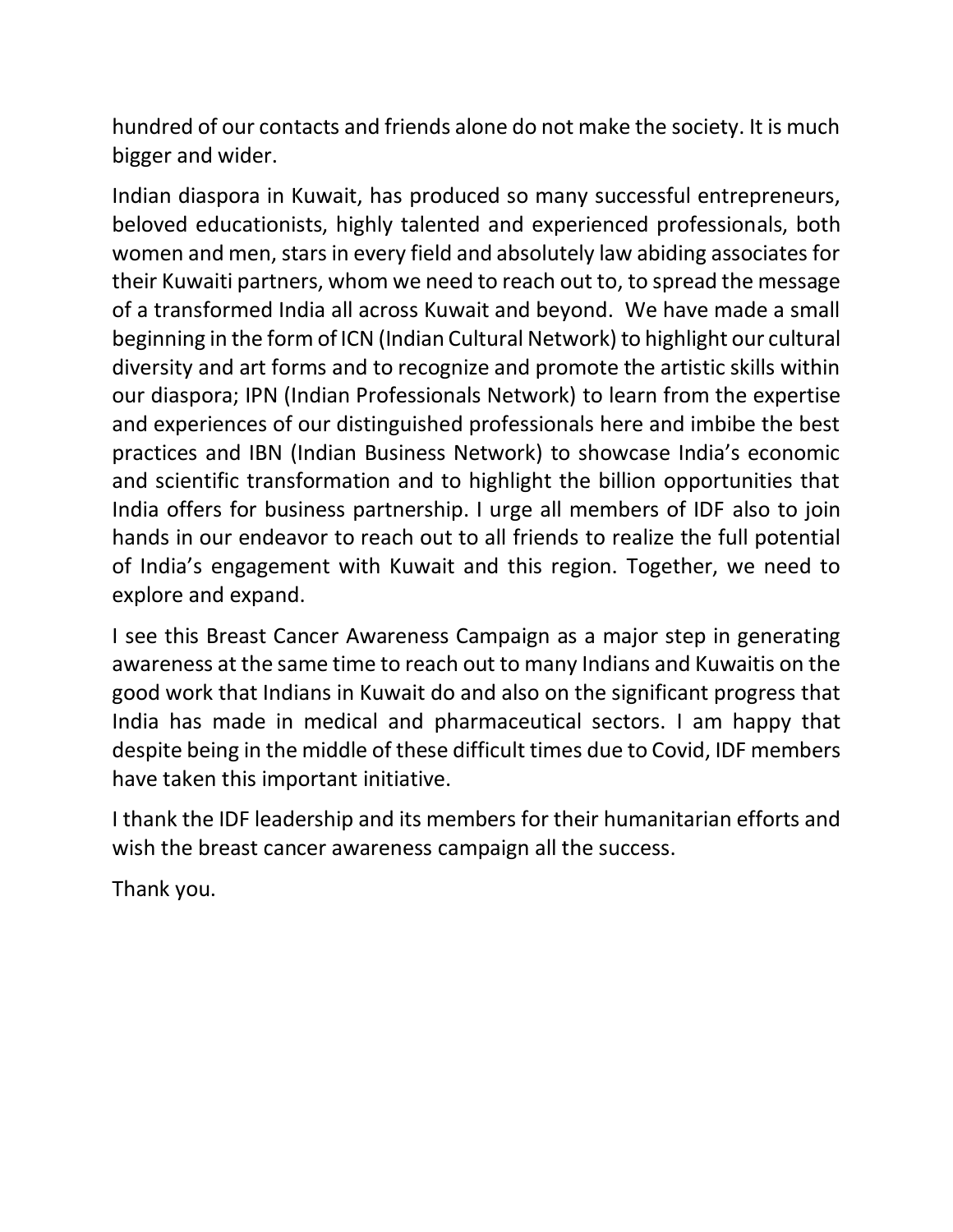hundred of our contacts and friends alone do not make the society. It is much bigger and wider.

Indian diaspora in Kuwait, has produced so many successful entrepreneurs, beloved educationists, highly talented and experienced professionals, both women and men, stars in every field and absolutely law abiding associates for their Kuwaiti partners, whom we need to reach out to, to spread the message of a transformed India all across Kuwait and beyond. We have made a small beginning in the form of ICN (Indian Cultural Network) to highlight our cultural diversity and art forms and to recognize and promote the artistic skills within our diaspora; IPN (Indian Professionals Network) to learn from the expertise and experiences of our distinguished professionals here and imbibe the best practices and IBN (Indian Business Network) to showcase India's economic and scientific transformation and to highlight the billion opportunities that India offers for business partnership. I urge all members of IDF also to join hands in our endeavor to reach out to all friends to realize the full potential of India's engagement with Kuwait and this region. Together, we need to explore and expand.

I see this Breast Cancer Awareness Campaign as a major step in generating awareness at the same time to reach out to many Indians and Kuwaitis on the good work that Indians in Kuwait do and also on the significant progress that India has made in medical and pharmaceutical sectors. I am happy that despite being in the middle of these difficult times due to Covid, IDF members have taken this important initiative.

I thank the IDF leadership and its members for their humanitarian efforts and wish the breast cancer awareness campaign all the success.

Thank you.